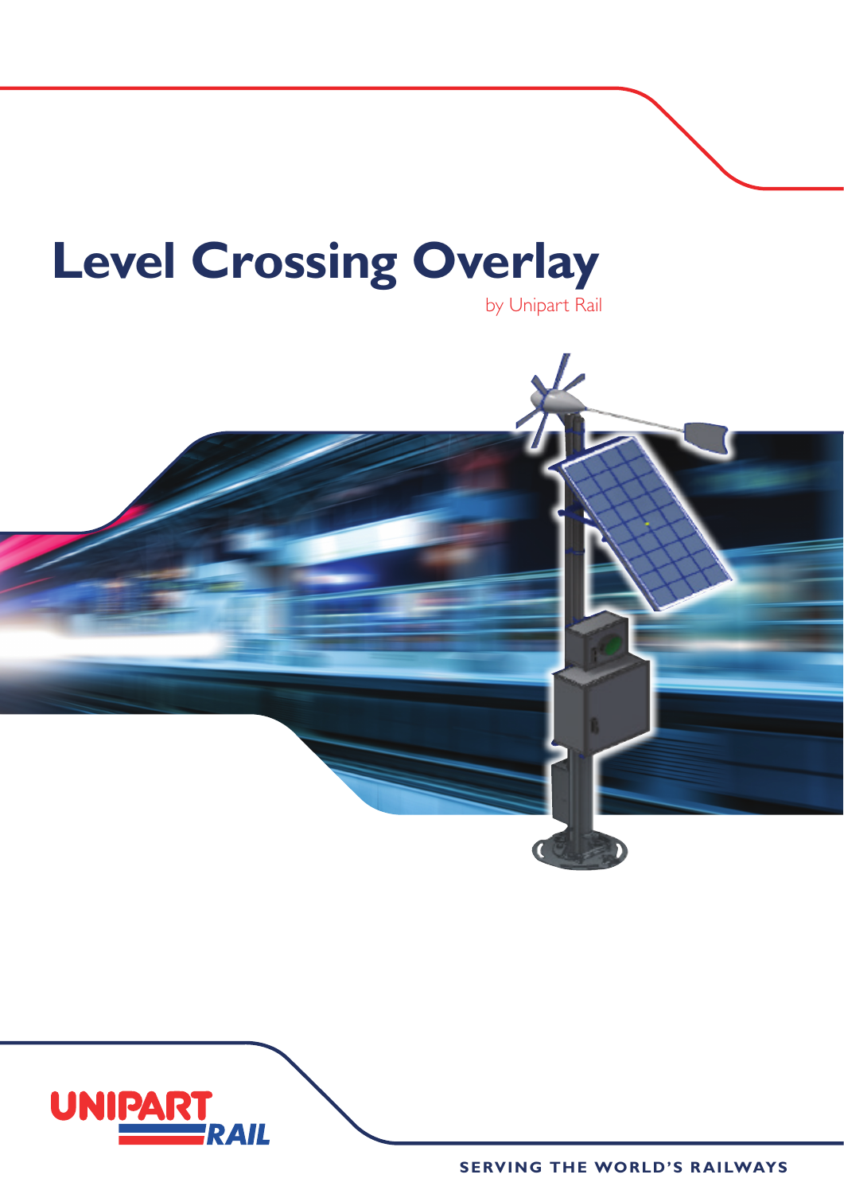# Level Crossing Overlay

by Unipart Rail

UNIPART RAIL

SERVING THE WORLD'S RAILWAYS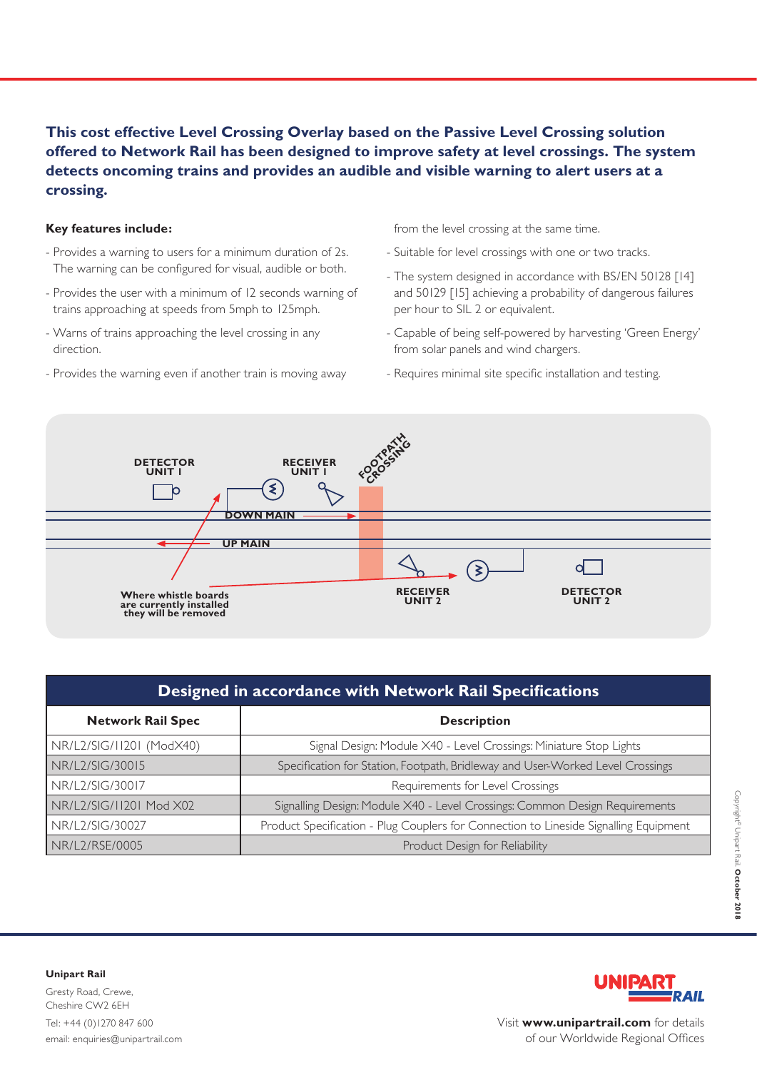**This cost effective Level Crossing Overlay based on the Passive Level Crossing solution offered to Network Rail has been designed to improve safety at level crossings. The system detects oncoming trains and provides an audible and visible warning to alert users at a crossing.**

**Key features include:**

- Provides a warning to users for a minimum duration of 2s. The warning can be configured for visual, audible or both.
- Provides the user with a minimum of 12 seconds warning of trains approaching at speeds from 5mph to 125mph.
- Warns of trains approaching the level crossing in any direction.
- Provides the warning even if another train is moving away from the level crossing at the same time.
- Suitable for level crossings with one or two tracks.
- The system designed in accordance with BS/EN 50128 [14] and 50129 [15] achieving a probability of dangerous failures per hour to SIL 2 or equivalent.
- Capable of being self-powered by harvesting 'Green Energy' from solar panels and wind chargers.
- Requires minimal site specific installation and testing.

DETECTOR UNIT 1

RECEIVER UNIT 1

FOOTPATH CROSSING

DOWN MAIN

UP MAIN

Where whistle boards are currently installed they will be removed

RECEIVER UNIT 2

DETECTOR UNIT 2

| Designed in accordance with Network Rail Specifications | |
|---|---|
| **Network Rail Spec** | **Description** |
| NR/L2/SIG/11201 (ModX40) | Signal Design: Module X40 - Level Crossings: Miniature Stop Lights |
| NR/L2/SIG/30015 | Specification for Station, Footpath, Bridleway and User-Worked Level Crossings |
| NR/L2/SIG/30017 | Requirements for Level Crossings |
| NR/L2/SIG/11201 Mod X02 | Signalling Design: Module X40 - Level Crossings: Common Design Requirements |
| NR/L2/SIG/30027 | Product Specification - Plug Couplers for Connection to Lineside Signalling Equipment |
| NR/L2/RSE/0005 | Product Design for Reliability |

Copyright© Unipart Rail **October 2018**

**Unipart Rail**

Gresty Road, Crewe,
Cheshire CW2 6EH

Tel: +44 (0)1270 847 600
email: enquiries@unipartrail.com

UNIPART RAIL

Visit **www.unipartrail.com** for details of our Worldwide Regional Offices